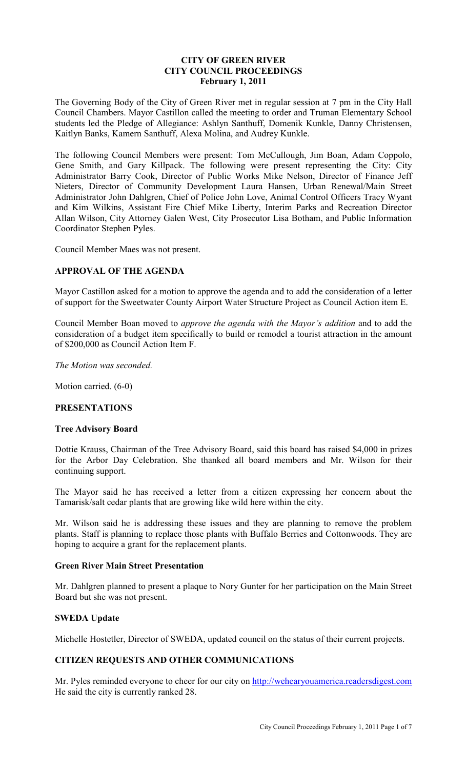# CITY OF GREEN RIVER
# CITY COUNCIL PROCEEDINGS
## February 1, 2011

The Governing Body of the City of Green River met in regular session at 7 pm in the City Hall Council Chambers. Mayor Castillon called the meeting to order and Truman Elementary School students led the Pledge of Allegiance: Ashlyn Santhuff, Domenik Kunkle, Danny Christensen, Kaitlyn Banks, Kamern Santhuff, Alexa Molina, and Audrey Kunkle.

The following Council Members were present: Tom McCullough, Jim Boan, Adam Coppolo, Gene Smith, and Gary Killpack. The following were present representing the City: City Administrator Barry Cook, Director of Public Works Mike Nelson, Director of Finance Jeff Nieters, Director of Community Development Laura Hansen, Urban Renewal/Main Street Administrator John Dahlgren, Chief of Police John Love, Animal Control Officers Tracy Wyant and Kim Wilkins, Assistant Fire Chief Mike Liberty, Interim Parks and Recreation Director Allan Wilson, City Attorney Galen West, City Prosecutor Lisa Botham, and Public Information Coordinator Stephen Pyles.

Council Member Maes was not present.

## APPROVAL OF THE AGENDA

Mayor Castillon asked for a motion to approve the agenda and to add the consideration of a letter of support for the Sweetwater County Airport Water Structure Project as Council Action item E.

Council Member Boan moved to *approve the agenda with the Mayor's addition* and to add the consideration of a budget item specifically to build or remodel a tourist attraction in the amount of $200,000 as Council Action Item F.

*The Motion was seconded.*

Motion carried. (6-0)

## PRESENTATIONS

### Tree Advisory Board

Dottie Krauss, Chairman of the Tree Advisory Board, said this board has raised $4,000 in prizes for the Arbor Day Celebration. She thanked all board members and Mr. Wilson for their continuing support.

The Mayor said he has received a letter from a citizen expressing her concern about the Tamarisk/salt cedar plants that are growing like wild here within the city.

Mr. Wilson said he is addressing these issues and they are planning to remove the problem plants. Staff is planning to replace those plants with Buffalo Berries and Cottonwoods. They are hoping to acquire a grant for the replacement plants.

### Green River Main Street Presentation

Mr. Dahlgren planned to present a plaque to Nory Gunter for her participation on the Main Street Board but she was not present.

### SWEDA Update

Michelle Hostetler, Director of SWEDA, updated council on the status of their current projects.

## CITIZEN REQUESTS AND OTHER COMMUNICATIONS

Mr. Pyles reminded everyone to cheer for our city on http://wehearyouamerica.readersdigest.com He said the city is currently ranked 28.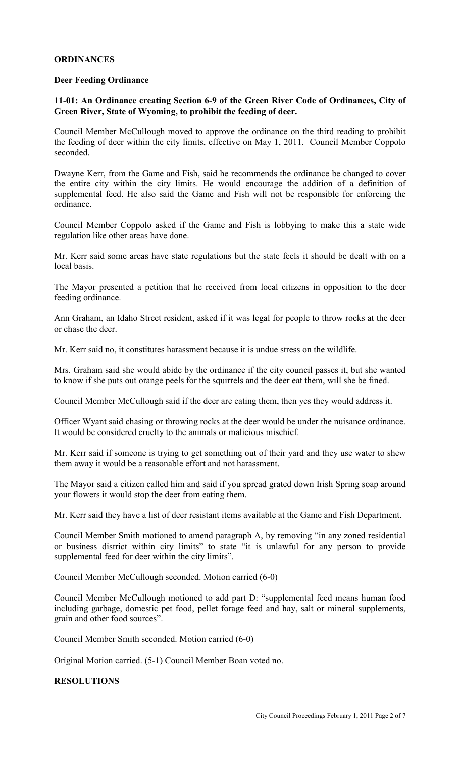## ORDINANCES

### Deer Feeding Ordinance

**11-01: An Ordinance creating Section 6-9 of the Green River Code of Ordinances, City of Green River, State of Wyoming, to prohibit the feeding of deer.**

Council Member McCullough moved to approve the ordinance on the third reading to prohibit the feeding of deer within the city limits, effective on May 1, 2011. Council Member Coppolo seconded.

Dwayne Kerr, from the Game and Fish, said he recommends the ordinance be changed to cover the entire city within the city limits. He would encourage the addition of a definition of supplemental feed. He also said the Game and Fish will not be responsible for enforcing the ordinance.

Council Member Coppolo asked if the Game and Fish is lobbying to make this a state wide regulation like other areas have done.

Mr. Kerr said some areas have state regulations but the state feels it should be dealt with on a local basis.

The Mayor presented a petition that he received from local citizens in opposition to the deer feeding ordinance.

Ann Graham, an Idaho Street resident, asked if it was legal for people to throw rocks at the deer or chase the deer.

Mr. Kerr said no, it constitutes harassment because it is undue stress on the wildlife.

Mrs. Graham said she would abide by the ordinance if the city council passes it, but she wanted to know if she puts out orange peels for the squirrels and the deer eat them, will she be fined.

Council Member McCullough said if the deer are eating them, then yes they would address it.

Officer Wyant said chasing or throwing rocks at the deer would be under the nuisance ordinance. It would be considered cruelty to the animals or malicious mischief.

Mr. Kerr said if someone is trying to get something out of their yard and they use water to shew them away it would be a reasonable effort and not harassment.

The Mayor said a citizen called him and said if you spread grated down Irish Spring soap around your flowers it would stop the deer from eating them.

Mr. Kerr said they have a list of deer resistant items available at the Game and Fish Department.

Council Member Smith motioned to amend paragraph A, by removing "in any zoned residential or business district within city limits" to state "it is unlawful for any person to provide supplemental feed for deer within the city limits".

Council Member McCullough seconded. Motion carried (6-0)

Council Member McCullough motioned to add part D: "supplemental feed means human food including garbage, domestic pet food, pellet forage feed and hay, salt or mineral supplements, grain and other food sources".

Council Member Smith seconded. Motion carried (6-0)

Original Motion carried. (5-1) Council Member Boan voted no.

## RESOLUTIONS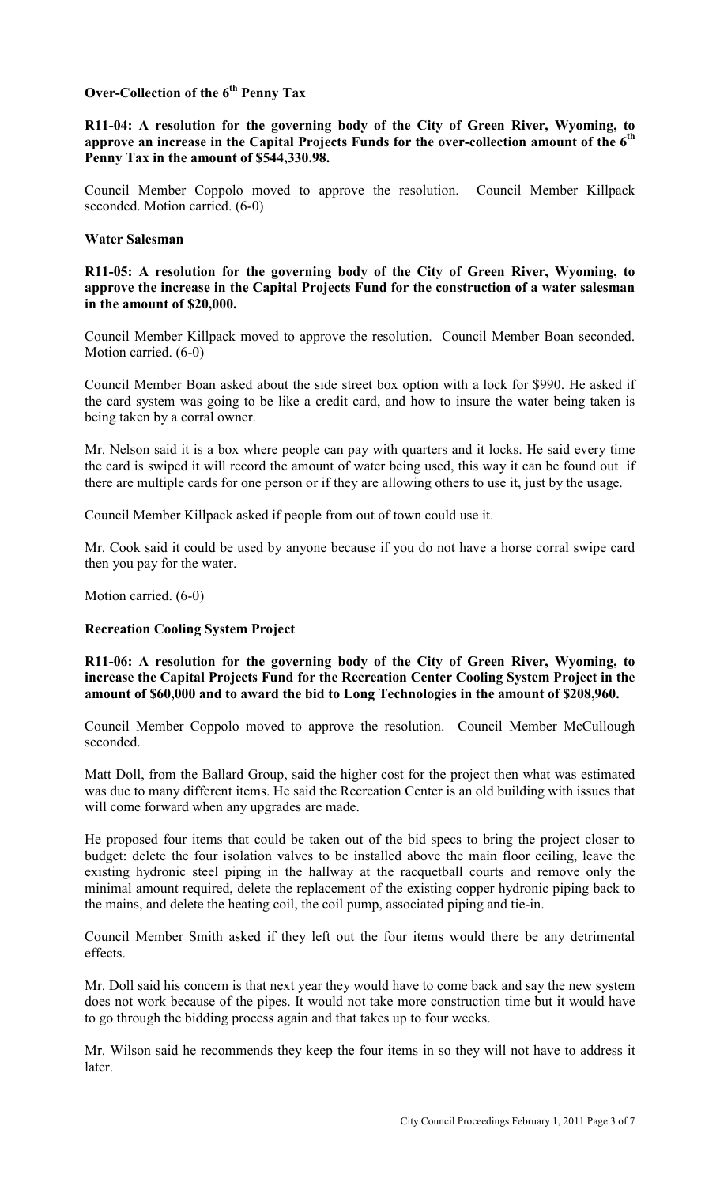**Over-Collection of the 6th Penny Tax**

**R11-04: A resolution for the governing body of the City of Green River, Wyoming, to approve an increase in the Capital Projects Funds for the over-collection amount of the 6th Penny Tax in the amount of $544,330.98.**

Council Member Coppolo moved to approve the resolution. Council Member Killpack seconded. Motion carried. (6-0)

**Water Salesman**

**R11-05: A resolution for the governing body of the City of Green River, Wyoming, to approve the increase in the Capital Projects Fund for the construction of a water salesman in the amount of $20,000.**

Council Member Killpack moved to approve the resolution. Council Member Boan seconded. Motion carried. (6-0)

Council Member Boan asked about the side street box option with a lock for $990. He asked if the card system was going to be like a credit card, and how to insure the water being taken is being taken by a corral owner.

Mr. Nelson said it is a box where people can pay with quarters and it locks. He said every time the card is swiped it will record the amount of water being used, this way it can be found out if there are multiple cards for one person or if they are allowing others to use it, just by the usage.

Council Member Killpack asked if people from out of town could use it.

Mr. Cook said it could be used by anyone because if you do not have a horse corral swipe card then you pay for the water.

Motion carried. (6-0)

**Recreation Cooling System Project**

**R11-06: A resolution for the governing body of the City of Green River, Wyoming, to increase the Capital Projects Fund for the Recreation Center Cooling System Project in the amount of $60,000 and to award the bid to Long Technologies in the amount of $208,960.**

Council Member Coppolo moved to approve the resolution. Council Member McCullough seconded.

Matt Doll, from the Ballard Group, said the higher cost for the project then what was estimated was due to many different items. He said the Recreation Center is an old building with issues that will come forward when any upgrades are made.

He proposed four items that could be taken out of the bid specs to bring the project closer to budget: delete the four isolation valves to be installed above the main floor ceiling, leave the existing hydronic steel piping in the hallway at the racquetball courts and remove only the minimal amount required, delete the replacement of the existing copper hydronic piping back to the mains, and delete the heating coil, the coil pump, associated piping and tie-in.

Council Member Smith asked if they left out the four items would there be any detrimental effects.

Mr. Doll said his concern is that next year they would have to come back and say the new system does not work because of the pipes. It would not take more construction time but it would have to go through the bidding process again and that takes up to four weeks.

Mr. Wilson said he recommends they keep the four items in so they will not have to address it later.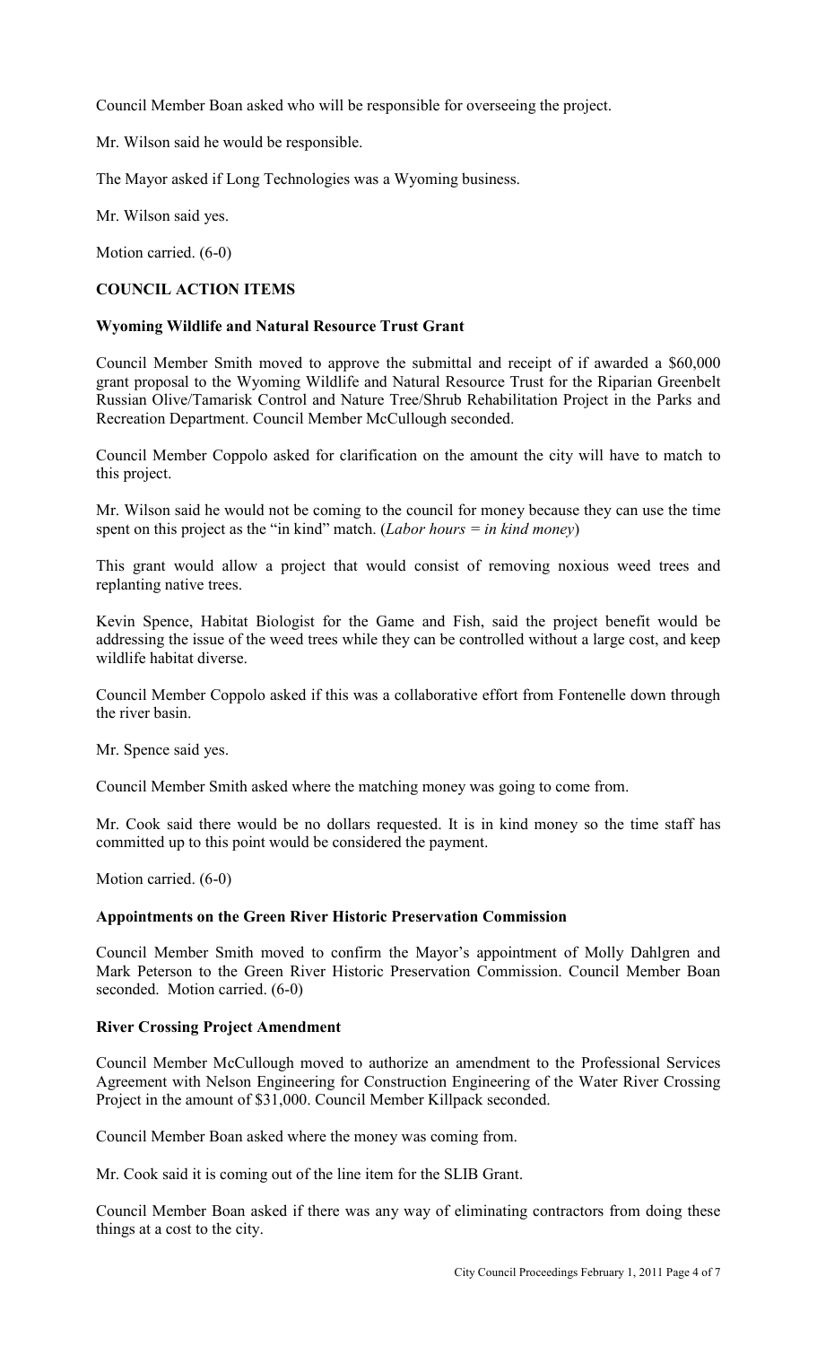Council Member Boan asked who will be responsible for overseeing the project.

Mr. Wilson said he would be responsible.

The Mayor asked if Long Technologies was a Wyoming business.

Mr. Wilson said yes.

Motion carried. (6-0)

## COUNCIL ACTION ITEMS

### Wyoming Wildlife and Natural Resource Trust Grant

Council Member Smith moved to approve the submittal and receipt of if awarded a $60,000 grant proposal to the Wyoming Wildlife and Natural Resource Trust for the Riparian Greenbelt Russian Olive/Tamarisk Control and Nature Tree/Shrub Rehabilitation Project in the Parks and Recreation Department. Council Member McCullough seconded.

Council Member Coppolo asked for clarification on the amount the city will have to match to this project.

Mr. Wilson said he would not be coming to the council for money because they can use the time spent on this project as the "in kind" match. (*Labor hours = in kind money*)

This grant would allow a project that would consist of removing noxious weed trees and replanting native trees.

Kevin Spence, Habitat Biologist for the Game and Fish, said the project benefit would be addressing the issue of the weed trees while they can be controlled without a large cost, and keep wildlife habitat diverse.

Council Member Coppolo asked if this was a collaborative effort from Fontenelle down through the river basin.

Mr. Spence said yes.

Council Member Smith asked where the matching money was going to come from.

Mr. Cook said there would be no dollars requested. It is in kind money so the time staff has committed up to this point would be considered the payment.

Motion carried. (6-0)

### Appointments on the Green River Historic Preservation Commission

Council Member Smith moved to confirm the Mayor's appointment of Molly Dahlgren and Mark Peterson to the Green River Historic Preservation Commission. Council Member Boan seconded. Motion carried. (6-0)

### River Crossing Project Amendment

Council Member McCullough moved to authorize an amendment to the Professional Services Agreement with Nelson Engineering for Construction Engineering of the Water River Crossing Project in the amount of $31,000. Council Member Killpack seconded.

Council Member Boan asked where the money was coming from.

Mr. Cook said it is coming out of the line item for the SLIB Grant.

Council Member Boan asked if there was any way of eliminating contractors from doing these things at a cost to the city.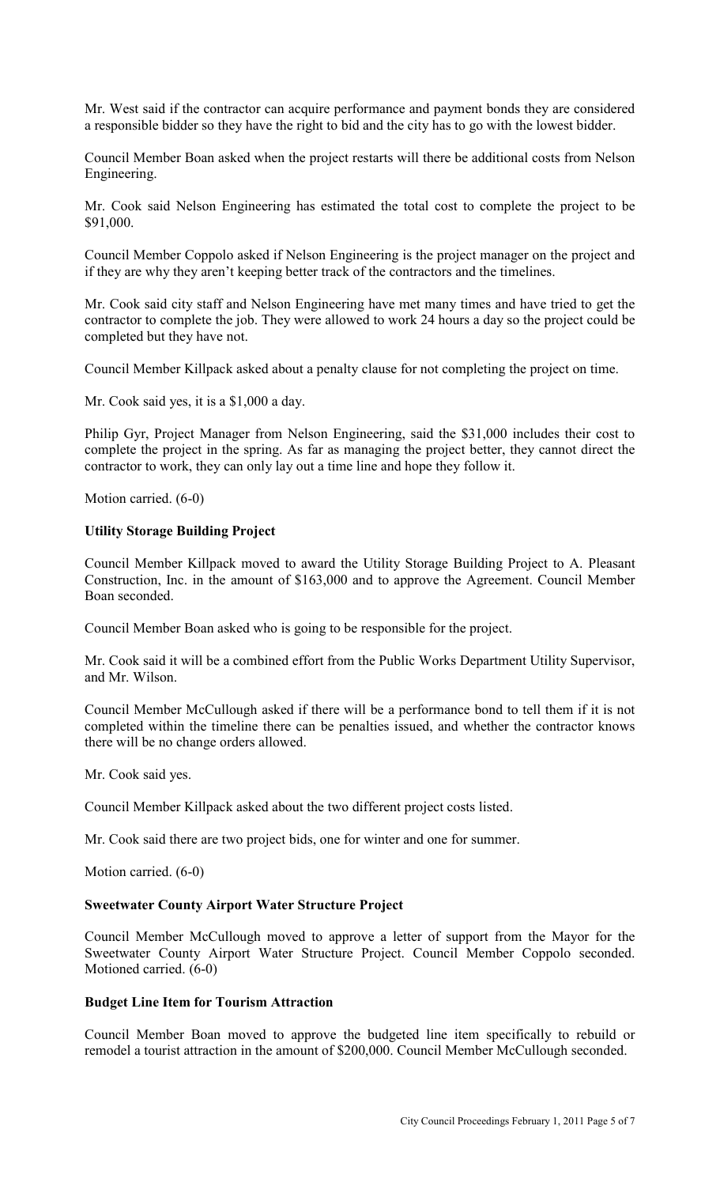Mr. West said if the contractor can acquire performance and payment bonds they are considered a responsible bidder so they have the right to bid and the city has to go with the lowest bidder.

Council Member Boan asked when the project restarts will there be additional costs from Nelson Engineering.

Mr. Cook said Nelson Engineering has estimated the total cost to complete the project to be $91,000.

Council Member Coppolo asked if Nelson Engineering is the project manager on the project and if they are why they aren't keeping better track of the contractors and the timelines.

Mr. Cook said city staff and Nelson Engineering have met many times and have tried to get the contractor to complete the job. They were allowed to work 24 hours a day so the project could be completed but they have not.

Council Member Killpack asked about a penalty clause for not completing the project on time.

Mr. Cook said yes, it is a $1,000 a day.

Philip Gyr, Project Manager from Nelson Engineering, said the $31,000 includes their cost to complete the project in the spring. As far as managing the project better, they cannot direct the contractor to work, they can only lay out a time line and hope they follow it.

Motion carried. (6-0)

**Utility Storage Building Project**

Council Member Killpack moved to award the Utility Storage Building Project to A. Pleasant Construction, Inc. in the amount of $163,000 and to approve the Agreement. Council Member Boan seconded.

Council Member Boan asked who is going to be responsible for the project.

Mr. Cook said it will be a combined effort from the Public Works Department Utility Supervisor, and Mr. Wilson.

Council Member McCullough asked if there will be a performance bond to tell them if it is not completed within the timeline there can be penalties issued, and whether the contractor knows there will be no change orders allowed.

Mr. Cook said yes.

Council Member Killpack asked about the two different project costs listed.

Mr. Cook said there are two project bids, one for winter and one for summer.

Motion carried. (6-0)

**Sweetwater County Airport Water Structure Project**

Council Member McCullough moved to approve a letter of support from the Mayor for the Sweetwater County Airport Water Structure Project. Council Member Coppolo seconded. Motioned carried. (6-0)

**Budget Line Item for Tourism Attraction**

Council Member Boan moved to approve the budgeted line item specifically to rebuild or remodel a tourist attraction in the amount of $200,000. Council Member McCullough seconded.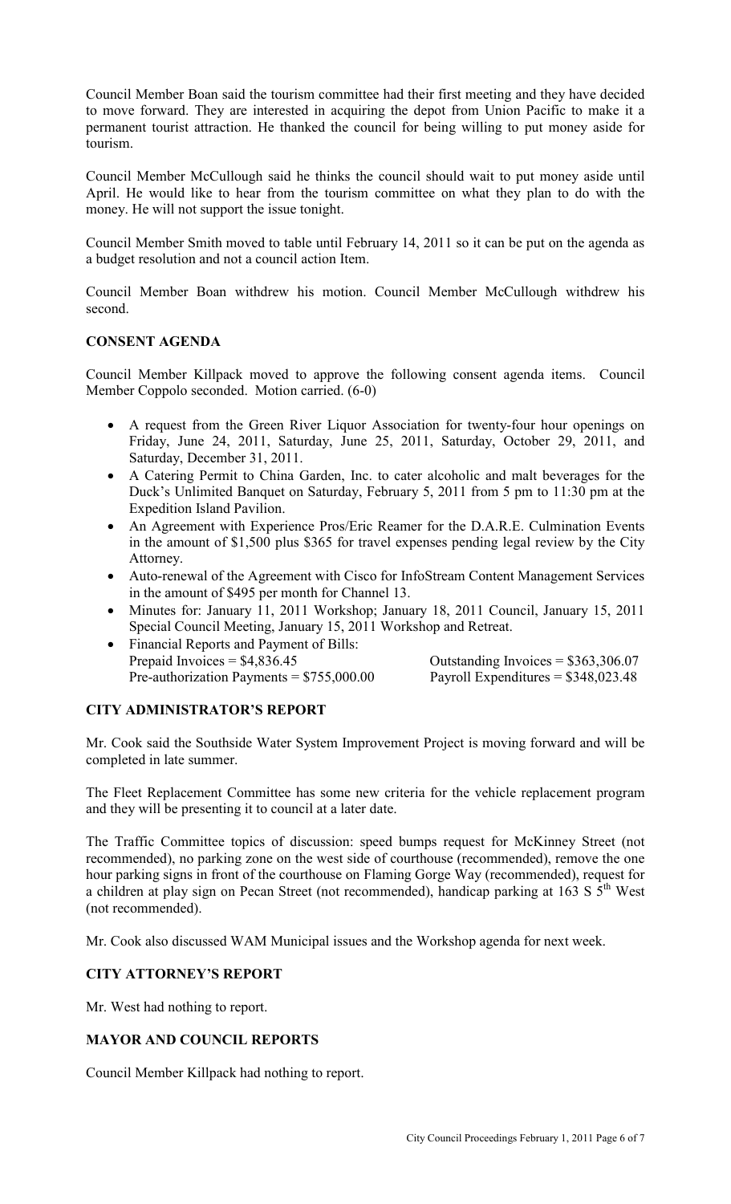Council Member Boan said the tourism committee had their first meeting and they have decided to move forward. They are interested in acquiring the depot from Union Pacific to make it a permanent tourist attraction. He thanked the council for being willing to put money aside for tourism.

Council Member McCullough said he thinks the council should wait to put money aside until April. He would like to hear from the tourism committee on what they plan to do with the money. He will not support the issue tonight.

Council Member Smith moved to table until February 14, 2011 so it can be put on the agenda as a budget resolution and not a council action Item.

Council Member Boan withdrew his motion. Council Member McCullough withdrew his second.

## CONSENT AGENDA

Council Member Killpack moved to approve the following consent agenda items. Council Member Coppolo seconded. Motion carried. (6-0)

- A request from the Green River Liquor Association for twenty-four hour openings on Friday, June 24, 2011, Saturday, June 25, 2011, Saturday, October 29, 2011, and Saturday, December 31, 2011.
- A Catering Permit to China Garden, Inc. to cater alcoholic and malt beverages for the Duck's Unlimited Banquet on Saturday, February 5, 2011 from 5 pm to 11:30 pm at the Expedition Island Pavilion.
- An Agreement with Experience Pros/Eric Reamer for the D.A.R.E. Culmination Events in the amount of $1,500 plus $365 for travel expenses pending legal review by the City Attorney.
- Auto-renewal of the Agreement with Cisco for InfoStream Content Management Services in the amount of $495 per month for Channel 13.
- Minutes for: January 11, 2011 Workshop; January 18, 2011 Council, January 15, 2011 Special Council Meeting, January 15, 2011 Workshop and Retreat.
- Financial Reports and Payment of Bills:
  Prepaid Invoices = $4,836.45 — Outstanding Invoices = $363,306.07
  Pre-authorization Payments = $755,000.00 — Payroll Expenditures = $348,023.48

## CITY ADMINISTRATOR'S REPORT

Mr. Cook said the Southside Water System Improvement Project is moving forward and will be completed in late summer.

The Fleet Replacement Committee has some new criteria for the vehicle replacement program and they will be presenting it to council at a later date.

The Traffic Committee topics of discussion: speed bumps request for McKinney Street (not recommended), no parking zone on the west side of courthouse (recommended), remove the one hour parking signs in front of the courthouse on Flaming Gorge Way (recommended), request for a children at play sign on Pecan Street (not recommended), handicap parking at 163 S 5th West (not recommended).

Mr. Cook also discussed WAM Municipal issues and the Workshop agenda for next week.

## CITY ATTORNEY'S REPORT

Mr. West had nothing to report.

## MAYOR AND COUNCIL REPORTS

Council Member Killpack had nothing to report.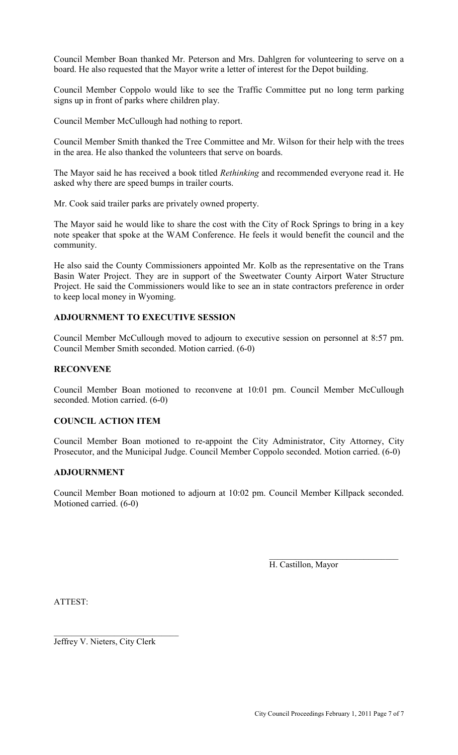Council Member Boan thanked Mr. Peterson and Mrs. Dahlgren for volunteering to serve on a board. He also requested that the Mayor write a letter of interest for the Depot building.

Council Member Coppolo would like to see the Traffic Committee put no long term parking signs up in front of parks where children play.

Council Member McCullough had nothing to report.

Council Member Smith thanked the Tree Committee and Mr. Wilson for their help with the trees in the area. He also thanked the volunteers that serve on boards.

The Mayor said he has received a book titled *Rethinking* and recommended everyone read it. He asked why there are speed bumps in trailer courts.

Mr. Cook said trailer parks are privately owned property.

The Mayor said he would like to share the cost with the City of Rock Springs to bring in a key note speaker that spoke at the WAM Conference. He feels it would benefit the council and the community.

He also said the County Commissioners appointed Mr. Kolb as the representative on the Trans Basin Water Project. They are in support of the Sweetwater County Airport Water Structure Project. He said the Commissioners would like to see an in state contractors preference in order to keep local money in Wyoming.

**ADJOURNMENT TO EXECUTIVE SESSION**

Council Member McCullough moved to adjourn to executive session on personnel at 8:57 pm. Council Member Smith seconded. Motion carried. (6-0)

**RECONVENE**

Council Member Boan motioned to reconvene at 10:01 pm. Council Member McCullough seconded. Motion carried. (6-0)

**COUNCIL ACTION ITEM**

Council Member Boan motioned to re-appoint the City Administrator, City Attorney, City Prosecutor, and the Municipal Judge. Council Member Coppolo seconded. Motion carried. (6-0)

**ADJOURNMENT**

Council Member Boan motioned to adjourn at 10:02 pm. Council Member Killpack seconded. Motioned carried. (6-0)

\_\_\_\_\_\_\_\_\_\_\_\_\_\_\_\_\_\_\_\_\_\_\_\_\_\_\_\_\_\_
H. Castillon, Mayor

ATTEST:

\_\_\_\_\_\_\_\_\_\_\_\_\_\_\_\_\_\_\_\_\_\_\_\_\_\_\_\_\_\_
Jeffrey V. Nieters, City Clerk